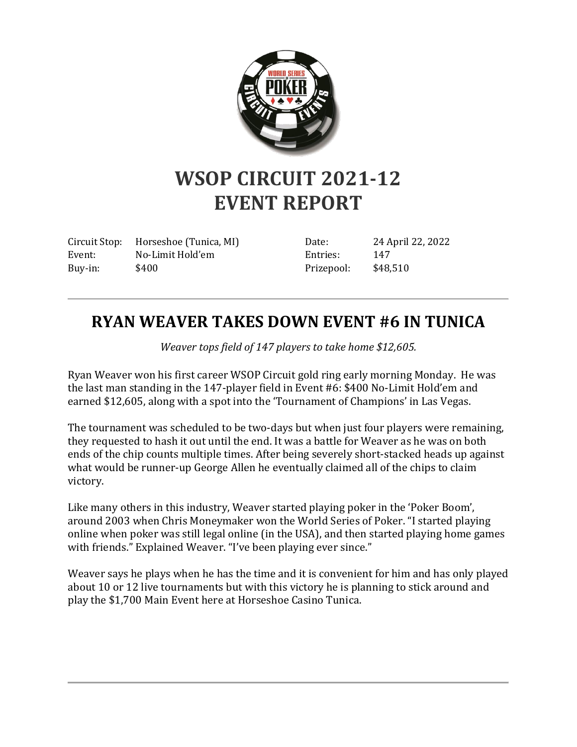# WSOP CIRCUIT 2021-12
# EVENT REPORT

| | | | |
|---|---|---|---|
| Circuit Stop: | Horseshoe (Tunica, MI) | Date: | 24 April 22, 2022 |
| Event: | No-Limit Hold'em | Entries: | 147 |
| Buy-in: | $400 | Prizepool: | $48,510 |

---

## RYAN WEAVER TAKES DOWN EVENT #6 IN TUNICA

*Weaver tops field of 147 players to take home $12,605.*

Ryan Weaver won his first career WSOP Circuit gold ring early morning Monday. He was the last man standing in the 147-player field in Event #6: $400 No-Limit Hold'em and earned $12,605, along with a spot into the 'Tournament of Champions' in Las Vegas.

The tournament was scheduled to be two-days but when just four players were remaining, they requested to hash it out until the end. It was a battle for Weaver as he was on both ends of the chip counts multiple times. After being severely short-stacked heads up against what would be runner-up George Allen he eventually claimed all of the chips to claim victory.

Like many others in this industry, Weaver started playing poker in the 'Poker Boom', around 2003 when Chris Moneymaker won the World Series of Poker. "I started playing online when poker was still legal online (in the USA), and then started playing home games with friends." Explained Weaver. "I've been playing ever since."

Weaver says he plays when he has the time and it is convenient for him and has only played about 10 or 12 live tournaments but with this victory he is planning to stick around and play the $1,700 Main Event here at Horseshoe Casino Tunica.

---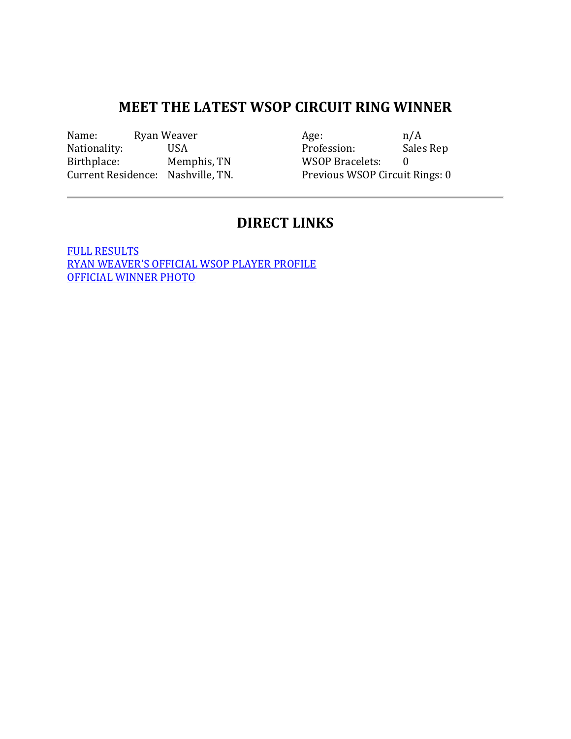## MEET THE LATEST WSOP CIRCUIT RING WINNER

| | | | |
|---|---|---|---|
| Name: | Ryan Weaver | Age: | n/A |
| Nationality: | USA | Profession: | Sales Rep |
| Birthplace: | Memphis, TN | WSOP Bracelets: | 0 |
| Current Residence: | Nashville, TN. | Previous WSOP Circuit Rings: | 0 |

---

## DIRECT LINKS

FULL RESULTS
RYAN WEAVER'S OFFICIAL WSOP PLAYER PROFILE
OFFICIAL WINNER PHOTO